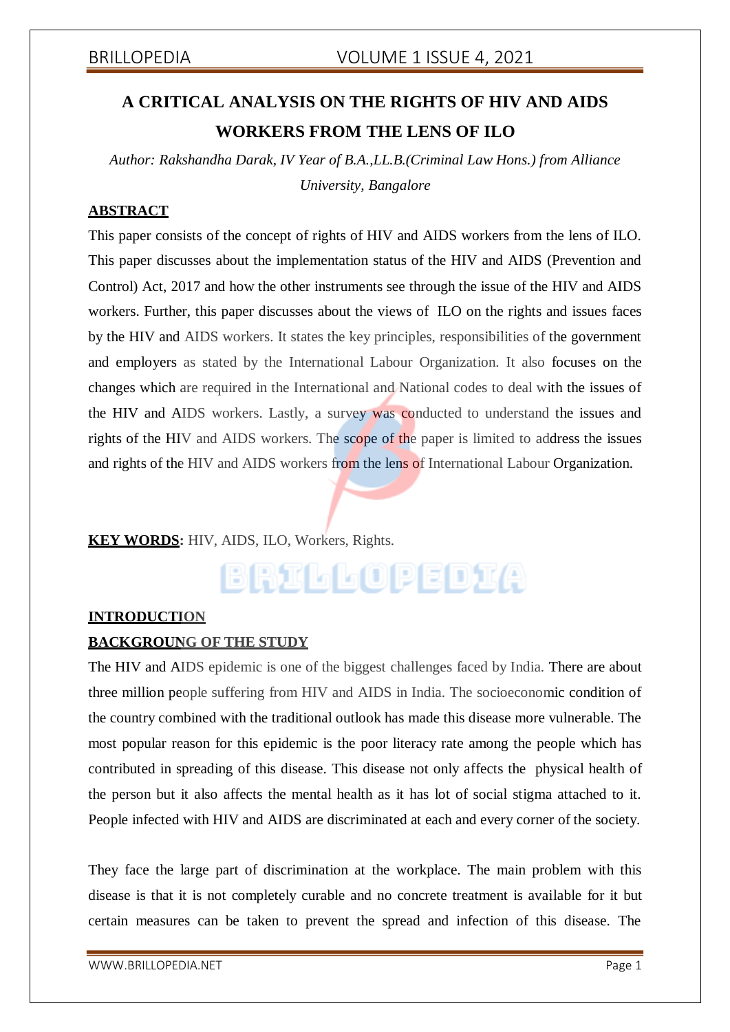# A CRITICAL ANALYSIS ON THE RIGHTS OF HIV AND AIDS WORKERS FROM THE LENS OF ILO

*Author: Rakshandha Darak, IV Year of B.A.,LL.B.(Criminal Law Hons.) from Alliance University, Bangalore*

## ABSTRACT

This paper consists of the concept of rights of HIV and AIDS workers from the lens of ILO. This paper discusses about the implementation status of the HIV and AIDS (Prevention and Control) Act, 2017 and how the other instruments see through the issue of the HIV and AIDS workers. Further, this paper discusses about the views of ILO on the rights and issues faces by the HIV and AIDS workers. It states the key principles, responsibilities of the government and employers as stated by the International Labour Organization. It also focuses on the changes which are required in the International and National codes to deal with the issues of the HIV and AIDS workers. Lastly, a survey was conducted to understand the issues and rights of the HIV and AIDS workers. The scope of the paper is limited to address the issues and rights of the HIV and AIDS workers from the lens of International Labour Organization.

**KEY WORDS:** HIV, AIDS, ILO, Workers, Rights.

## INTRODUCTION

### BACKGROUNG OF THE STUDY

The HIV and AIDS epidemic is one of the biggest challenges faced by India. There are about three million people suffering from HIV and AIDS in India. The socioeconomic condition of the country combined with the traditional outlook has made this disease more vulnerable. The most popular reason for this epidemic is the poor literacy rate among the people which has contributed in spreading of this disease. This disease not only affects the physical health of the person but it also affects the mental health as it has lot of social stigma attached to it. People infected with HIV and AIDS are discriminated at each and every corner of the society.

They face the large part of discrimination at the workplace. The main problem with this disease is that it is not completely curable and no concrete treatment is available for it but certain measures can be taken to prevent the spread and infection of this disease. The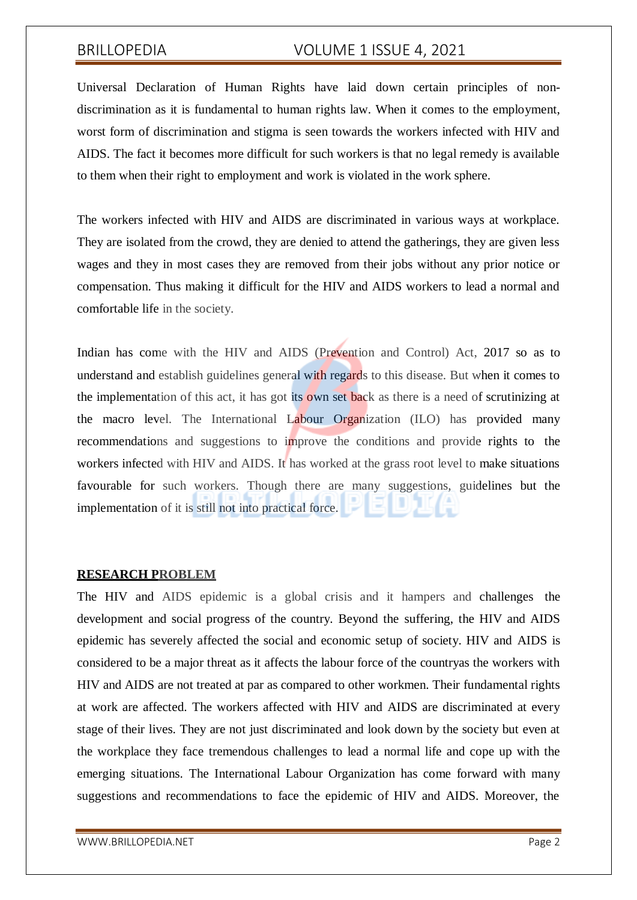Universal Declaration of Human Rights have laid down certain principles of non-discrimination as it is fundamental to human rights law. When it comes to the employment, worst form of discrimination and stigma is seen towards the workers infected with HIV and AIDS. The fact it becomes more difficult for such workers is that no legal remedy is available to them when their right to employment and work is violated in the work sphere.

The workers infected with HIV and AIDS are discriminated in various ways at workplace. They are isolated from the crowd, they are denied to attend the gatherings, they are given less wages and they in most cases they are removed from their jobs without any prior notice or compensation. Thus making it difficult for the HIV and AIDS workers to lead a normal and comfortable life in the society.

Indian has come with the HIV and AIDS (Prevention and Control) Act, 2017 so as to understand and establish guidelines general with regards to this disease. But when it comes to the implementation of this act, it has got its own set back as there is a need of scrutinizing at the macro level. The International Labour Organization (ILO) has provided many recommendations and suggestions to improve the conditions and provide rights to the workers infected with HIV and AIDS. It has worked at the grass root level to make situations favourable for such workers. Though there are many suggestions, guidelines but the implementation of it is still not into practical force.

## RESEARCH PROBLEM

The HIV and AIDS epidemic is a global crisis and it hampers and challenges the development and social progress of the country. Beyond the suffering, the HIV and AIDS epidemic has severely affected the social and economic setup of society. HIV and AIDS is considered to be a major threat as it affects the labour force of the countryas the workers with HIV and AIDS are not treated at par as compared to other workmen. Their fundamental rights at work are affected. The workers affected with HIV and AIDS are discriminated at every stage of their lives. They are not just discriminated and look down by the society but even at the workplace they face tremendous challenges to lead a normal life and cope up with the emerging situations. The International Labour Organization has come forward with many suggestions and recommendations to face the epidemic of HIV and AIDS. Moreover, the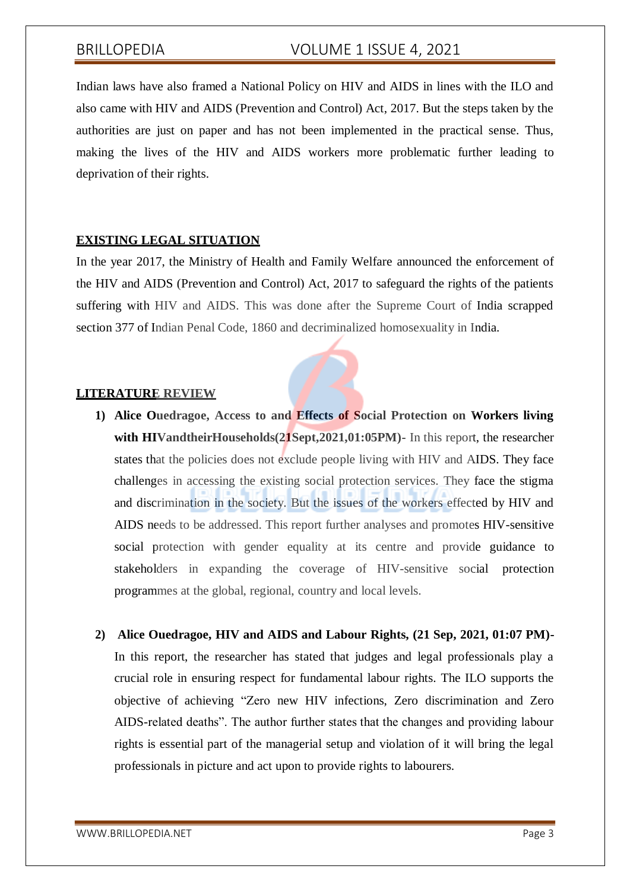Indian laws have also framed a National Policy on HIV and AIDS in lines with the ILO and also came with HIV and AIDS (Prevention and Control) Act, 2017. But the steps taken by the authorities are just on paper and has not been implemented in the practical sense. Thus, making the lives of the HIV and AIDS workers more problematic further leading to deprivation of their rights.

## EXISTING LEGAL SITUATION

In the year 2017, the Ministry of Health and Family Welfare announced the enforcement of the HIV and AIDS (Prevention and Control) Act, 2017 to safeguard the rights of the patients suffering with HIV and AIDS. This was done after the Supreme Court of India scrapped section 377 of Indian Penal Code, 1860 and decriminalized homosexuality in India.

## LITERATURE REVIEW

1) **Alice Ouedragoe, Access to and Effects of Social Protection on Workers living with HIVandtheirHouseholds(21Sept,2021,01:05PM)**- In this report, the researcher states that the policies does not exclude people living with HIV and AIDS. They face challenges in accessing the existing social protection services. They face the stigma and discrimination in the society. But the issues of the workers effected by HIV and AIDS needs to be addressed. This report further analyses and promotes HIV-sensitive social protection with gender equality at its centre and provide guidance to stakeholders in expanding the coverage of HIV-sensitive social protection programmes at the global, regional, country and local levels.

2) **Alice Ouedragoe, HIV and AIDS and Labour Rights, (21 Sep, 2021, 01:07 PM)**- In this report, the researcher has stated that judges and legal professionals play a crucial role in ensuring respect for fundamental labour rights. The ILO supports the objective of achieving "Zero new HIV infections, Zero discrimination and Zero AIDS-related deaths". The author further states that the changes and providing labour rights is essential part of the managerial setup and violation of it will bring the legal professionals in picture and act upon to provide rights to labourers.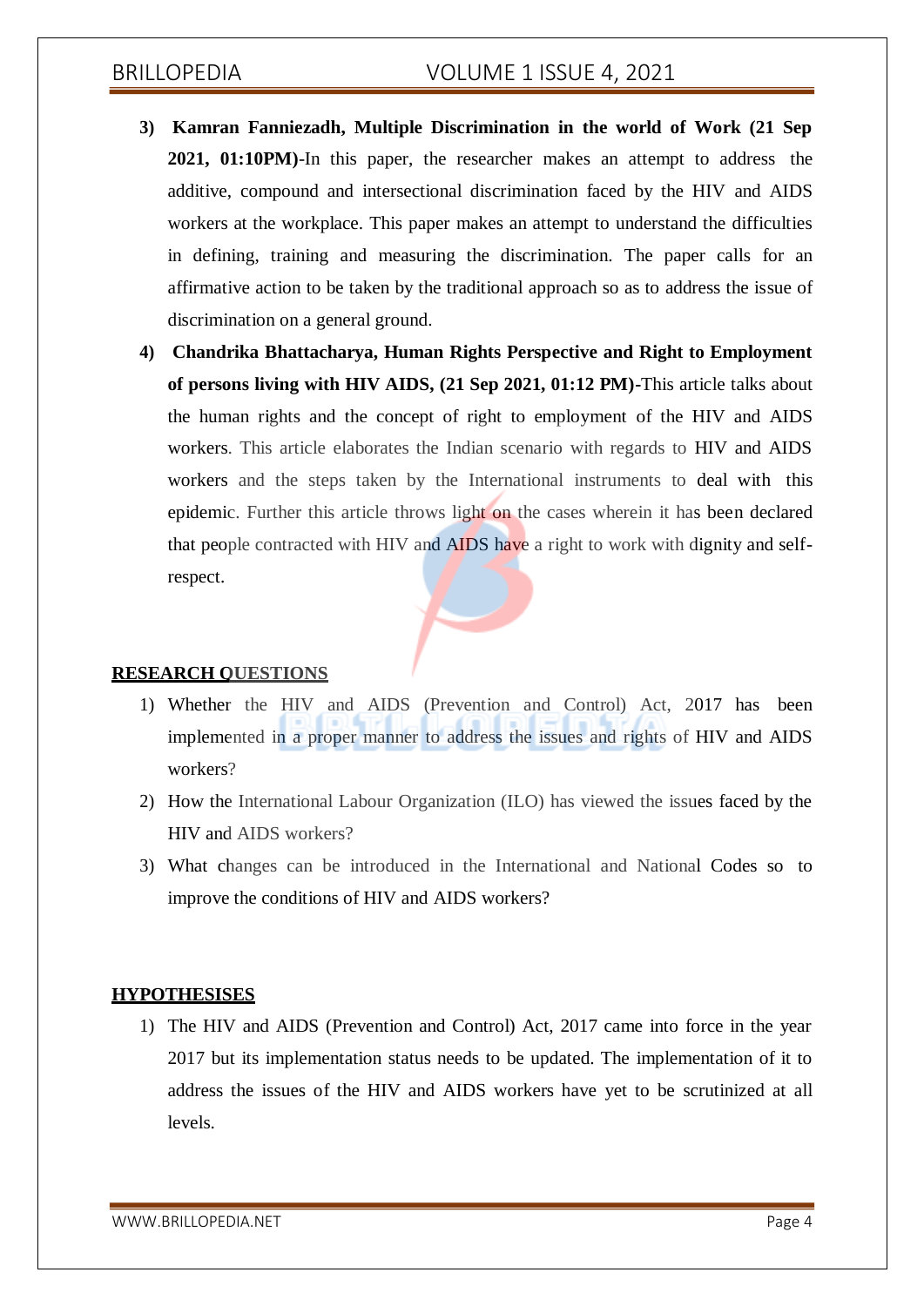3) **Kamran Fanniezadh, Multiple Discrimination in the world of Work (21 Sep 2021, 01:10PM)**-In this paper, the researcher makes an attempt to address the additive, compound and intersectional discrimination faced by the HIV and AIDS workers at the workplace. This paper makes an attempt to understand the difficulties in defining, training and measuring the discrimination. The paper calls for an affirmative action to be taken by the traditional approach so as to address the issue of discrimination on a general ground.

4) **Chandrika Bhattacharya, Human Rights Perspective and Right to Employment of persons living with HIV AIDS, (21 Sep 2021, 01:12 PM)**-This article talks about the human rights and the concept of right to employment of the HIV and AIDS workers. This article elaborates the Indian scenario with regards to HIV and AIDS workers and the steps taken by the International instruments to deal with this epidemic. Further this article throws light on the cases wherein it has been declared that people contracted with HIV and AIDS have a right to work with dignity and self-respect.

## RESEARCH QUESTIONS

1) Whether the HIV and AIDS (Prevention and Control) Act, 2017 has been implemented in a proper manner to address the issues and rights of HIV and AIDS workers?
2) How the International Labour Organization (ILO) has viewed the issues faced by the HIV and AIDS workers?
3) What changes can be introduced in the International and National Codes so to improve the conditions of HIV and AIDS workers?

## HYPOTHESISES

1) The HIV and AIDS (Prevention and Control) Act, 2017 came into force in the year 2017 but its implementation status needs to be updated. The implementation of it to address the issues of the HIV and AIDS workers have yet to be scrutinized at all levels.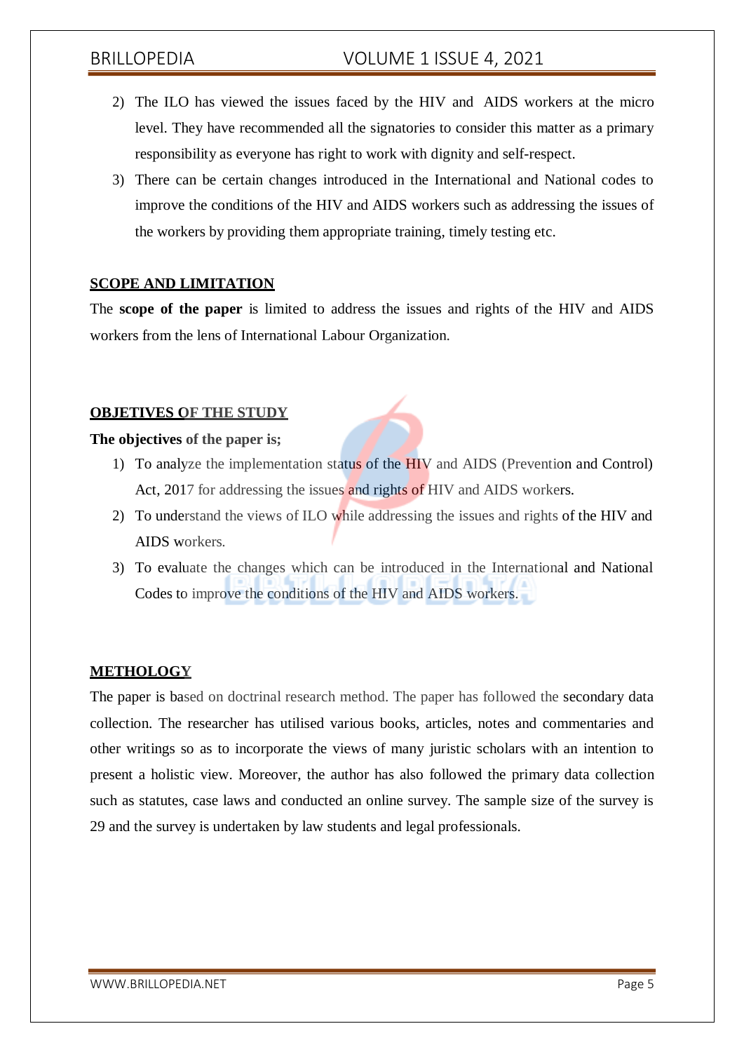2) The ILO has viewed the issues faced by the HIV and AIDS workers at the micro level. They have recommended all the signatories to consider this matter as a primary responsibility as everyone has right to work with dignity and self-respect.
3) There can be certain changes introduced in the International and National codes to improve the conditions of the HIV and AIDS workers such as addressing the issues of the workers by providing them appropriate training, timely testing etc.

## SCOPE AND LIMITATION

The **scope of the paper** is limited to address the issues and rights of the HIV and AIDS workers from the lens of International Labour Organization.

## OBJETIVES OF THE STUDY

**The objectives of the paper is;**

1) To analyze the implementation status of the HIV and AIDS (Prevention and Control) Act, 2017 for addressing the issues and rights of HIV and AIDS workers.
2) To understand the views of ILO while addressing the issues and rights of the HIV and AIDS workers.
3) To evaluate the changes which can be introduced in the International and National Codes to improve the conditions of the HIV and AIDS workers.

## METHOLOGY

The paper is based on doctrinal research method. The paper has followed the secondary data collection. The researcher has utilised various books, articles, notes and commentaries and other writings so as to incorporate the views of many juristic scholars with an intention to present a holistic view. Moreover, the author has also followed the primary data collection such as statutes, case laws and conducted an online survey. The sample size of the survey is 29 and the survey is undertaken by law students and legal professionals.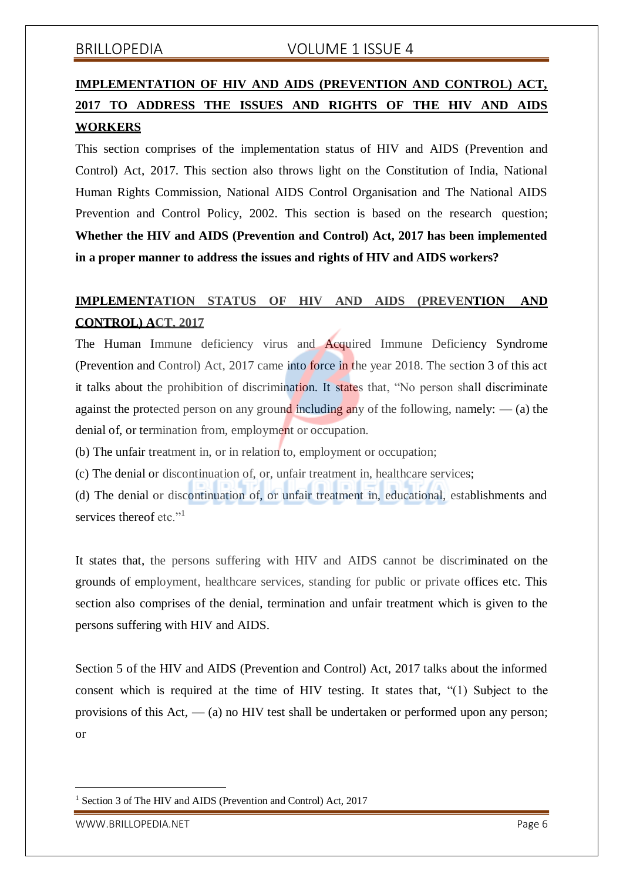## IMPLEMENTATION OF HIV AND AIDS (PREVENTION AND CONTROL) ACT, 2017 TO ADDRESS THE ISSUES AND RIGHTS OF THE HIV AND AIDS WORKERS

This section comprises of the implementation status of HIV and AIDS (Prevention and Control) Act, 2017. This section also throws light on the Constitution of India, National Human Rights Commission, National AIDS Control Organisation and The National AIDS Prevention and Control Policy, 2002. This section is based on the research question; **Whether the HIV and AIDS (Prevention and Control) Act, 2017 has been implemented in a proper manner to address the issues and rights of HIV and AIDS workers?**

### IMPLEMENTATION STATUS OF HIV AND AIDS (PREVENTION AND CONTROL) ACT, 2017

The Human Immune deficiency virus and Acquired Immune Deficiency Syndrome (Prevention and Control) Act, 2017 came into force in the year 2018. The section 3 of this act it talks about the prohibition of discrimination. It states that, "No person shall discriminate against the protected person on any ground including any of the following, namely: — (a) the denial of, or termination from, employment or occupation.

(b) The unfair treatment in, or in relation to, employment or occupation;

(c) The denial or discontinuation of, or, unfair treatment in, healthcare services;

(d) The denial or discontinuation of, or unfair treatment in, educational, establishments and services thereof etc."[1]

It states that, the persons suffering with HIV and AIDS cannot be discriminated on the grounds of employment, healthcare services, standing for public or private offices etc. This section also comprises of the denial, termination and unfair treatment which is given to the persons suffering with HIV and AIDS.

Section 5 of the HIV and AIDS (Prevention and Control) Act, 2017 talks about the informed consent which is required at the time of HIV testing. It states that, "(1) Subject to the provisions of this Act, — (a) no HIV test shall be undertaken or performed upon any person; or

---

[1] Section 3 of The HIV and AIDS (Prevention and Control) Act, 2017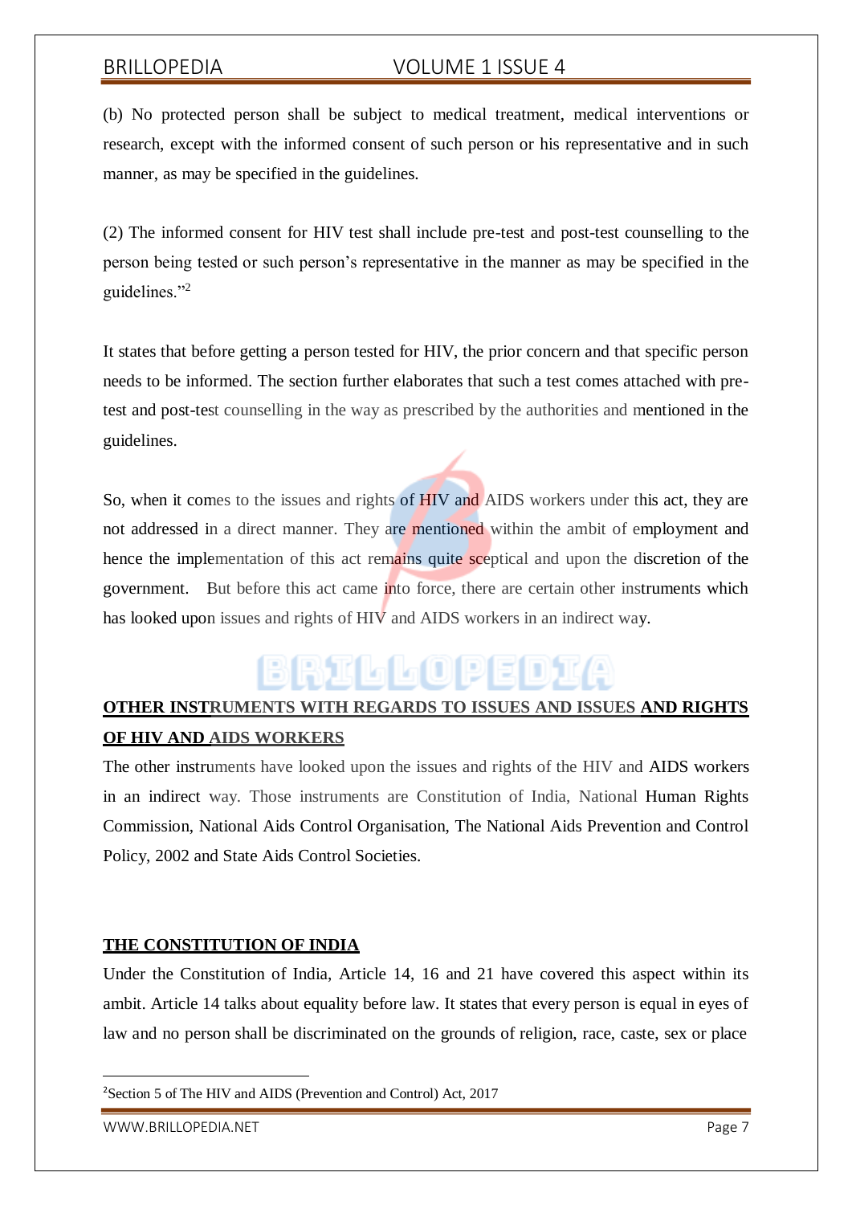(b) No protected person shall be subject to medical treatment, medical interventions or research, except with the informed consent of such person or his representative and in such manner, as may be specified in the guidelines.

(2) The informed consent for HIV test shall include pre-test and post-test counselling to the person being tested or such person's representative in the manner as may be specified in the guidelines."[2]

It states that before getting a person tested for HIV, the prior concern and that specific person needs to be informed. The section further elaborates that such a test comes attached with pre-test and post-test counselling in the way as prescribed by the authorities and mentioned in the guidelines.

So, when it comes to the issues and rights of HIV and AIDS workers under this act, they are not addressed in a direct manner. They are mentioned within the ambit of employment and hence the implementation of this act remains quite sceptical and upon the discretion of the government. But before this act came into force, there are certain other instruments which has looked upon issues and rights of HIV and AIDS workers in an indirect way.

## OTHER INSTRUMENTS WITH REGARDS TO ISSUES AND ISSUES AND RIGHTS OF HIV AND AIDS WORKERS

The other instruments have looked upon the issues and rights of the HIV and AIDS workers in an indirect way. Those instruments are Constitution of India, National Human Rights Commission, National Aids Control Organisation, The National Aids Prevention and Control Policy, 2002 and State Aids Control Societies.

## THE CONSTITUTION OF INDIA

Under the Constitution of India, Article 14, 16 and 21 have covered this aspect within its ambit. Article 14 talks about equality before law. It states that every person is equal in eyes of law and no person shall be discriminated on the grounds of religion, race, caste, sex or place

---

[2] Section 5 of The HIV and AIDS (Prevention and Control) Act, 2017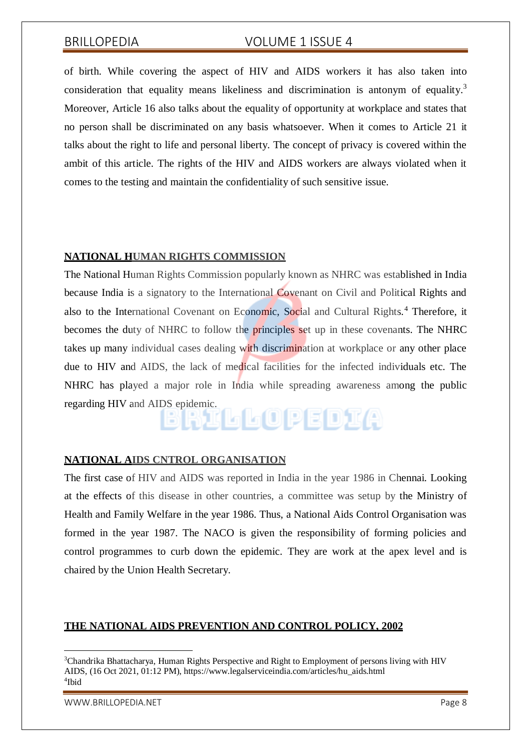of birth. While covering the aspect of HIV and AIDS workers it has also taken into consideration that equality means likeliness and discrimination is antonym of equality.[3] Moreover, Article 16 also talks about the equality of opportunity at workplace and states that no person shall be discriminated on any basis whatsoever. When it comes to Article 21 it talks about the right to life and personal liberty. The concept of privacy is covered within the ambit of this article. The rights of the HIV and AIDS workers are always violated when it comes to the testing and maintain the confidentiality of such sensitive issue.

## NATIONAL HUMAN RIGHTS COMMISSION

The National Human Rights Commission popularly known as NHRC was established in India because India is a signatory to the International Covenant on Civil and Political Rights and also to the International Covenant on Economic, Social and Cultural Rights.[4] Therefore, it becomes the duty of NHRC to follow the principles set up in these covenants. The NHRC takes up many individual cases dealing with discrimination at workplace or any other place due to HIV and AIDS, the lack of medical facilities for the infected individuals etc. The NHRC has played a major role in India while spreading awareness among the public regarding HIV and AIDS epidemic.

## NATIONAL AIDS CNTROL ORGANISATION

The first case of HIV and AIDS was reported in India in the year 1986 in Chennai. Looking at the effects of this disease in other countries, a committee was setup by the Ministry of Health and Family Welfare in the year 1986. Thus, a National Aids Control Organisation was formed in the year 1987. The NACO is given the responsibility of forming policies and control programmes to curb down the epidemic. They are work at the apex level and is chaired by the Union Health Secretary.

## THE NATIONAL AIDS PREVENTION AND CONTROL POLICY, 2002

---

[3] Chandrika Bhattacharya, Human Rights Perspective and Right to Employment of persons living with HIV AIDS, (16 Oct 2021, 01:12 PM), https://www.legalserviceindia.com/articles/hu_aids.html

[4] Ibid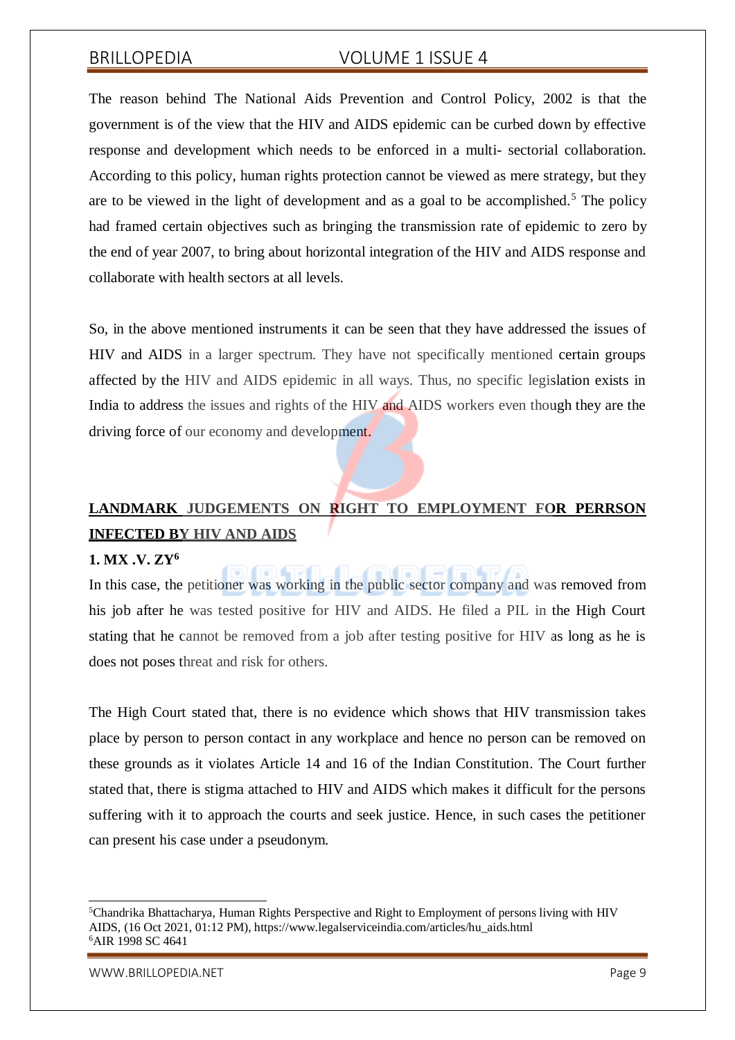The reason behind The National Aids Prevention and Control Policy, 2002 is that the government is of the view that the HIV and AIDS epidemic can be curbed down by effective response and development which needs to be enforced in a multi- sectorial collaboration. According to this policy, human rights protection cannot be viewed as mere strategy, but they are to be viewed in the light of development and as a goal to be accomplished.[5] The policy had framed certain objectives such as bringing the transmission rate of epidemic to zero by the end of year 2007, to bring about horizontal integration of the HIV and AIDS response and collaborate with health sectors at all levels.

So, in the above mentioned instruments it can be seen that they have addressed the issues of HIV and AIDS in a larger spectrum. They have not specifically mentioned certain groups affected by the HIV and AIDS epidemic in all ways. Thus, no specific legislation exists in India to address the issues and rights of the HIV and AIDS workers even though they are the driving force of our economy and development.

## **LANDMARK JUDGEMENTS ON RIGHT TO EMPLOYMENT FOR PERRSON INFECTED BY HIV AND AIDS**

### **1. MX .V. ZY[6]**

In this case, the petitioner was working in the public sector company and was removed from his job after he was tested positive for HIV and AIDS. He filed a PIL in the High Court stating that he cannot be removed from a job after testing positive for HIV as long as he is does not poses threat and risk for others.

The High Court stated that, there is no evidence which shows that HIV transmission takes place by person to person contact in any workplace and hence no person can be removed on these grounds as it violates Article 14 and 16 of the Indian Constitution. The Court further stated that, there is stigma attached to HIV and AIDS which makes it difficult for the persons suffering with it to approach the courts and seek justice. Hence, in such cases the petitioner can present his case under a pseudonym.

---

[5] Chandrika Bhattacharya, Human Rights Perspective and Right to Employment of persons living with HIV AIDS, (16 Oct 2021, 01:12 PM), https://www.legalserviceindia.com/articles/hu_aids.html

[6] AIR 1998 SC 4641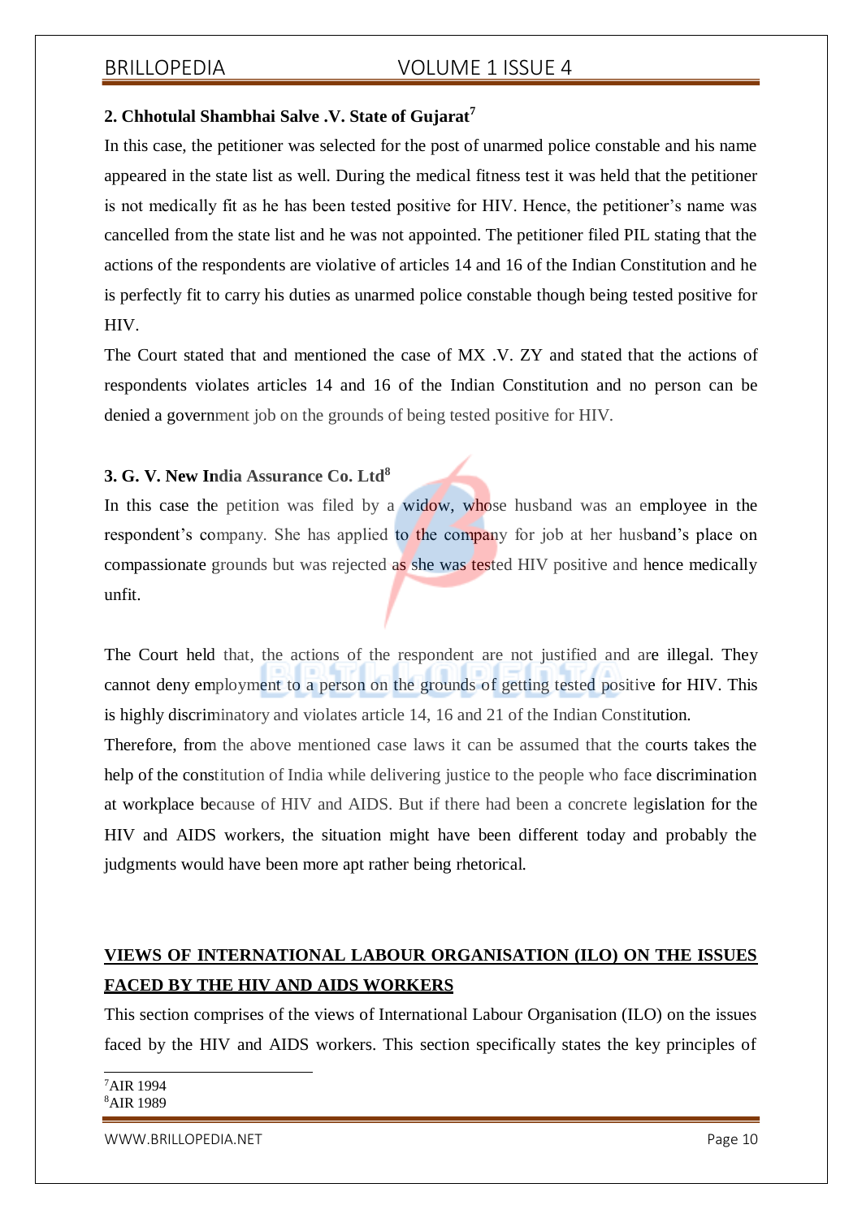**2. Chhotulal Shambhai Salve .V. State of Gujarat**[7]

In this case, the petitioner was selected for the post of unarmed police constable and his name appeared in the state list as well. During the medical fitness test it was held that the petitioner is not medically fit as he has been tested positive for HIV. Hence, the petitioner's name was cancelled from the state list and he was not appointed. The petitioner filed PIL stating that the actions of the respondents are violative of articles 14 and 16 of the Indian Constitution and he is perfectly fit to carry his duties as unarmed police constable though being tested positive for HIV.

The Court stated that and mentioned the case of MX .V. ZY and stated that the actions of respondents violates articles 14 and 16 of the Indian Constitution and no person can be denied a government job on the grounds of being tested positive for HIV.

**3. G. V. New India Assurance Co. Ltd**[8]

In this case the petition was filed by a widow, whose husband was an employee in the respondent's company. She has applied to the company for job at her husband's place on compassionate grounds but was rejected as she was tested HIV positive and hence medically unfit.

The Court held that, the actions of the respondent are not justified and are illegal. They cannot deny employment to a person on the grounds of getting tested positive for HIV. This is highly discriminatory and violates article 14, 16 and 21 of the Indian Constitution.

Therefore, from the above mentioned case laws it can be assumed that the courts takes the help of the constitution of India while delivering justice to the people who face discrimination at workplace because of HIV and AIDS. But if there had been a concrete legislation for the HIV and AIDS workers, the situation might have been different today and probably the judgments would have been more apt rather being rhetorical.

## VIEWS OF INTERNATIONAL LABOUR ORGANISATION (ILO) ON THE ISSUES FACED BY THE HIV AND AIDS WORKERS

This section comprises of the views of International Labour Organisation (ILO) on the issues faced by the HIV and AIDS workers. This section specifically states the key principles of

[7] AIR 1994

[8] AIR 1989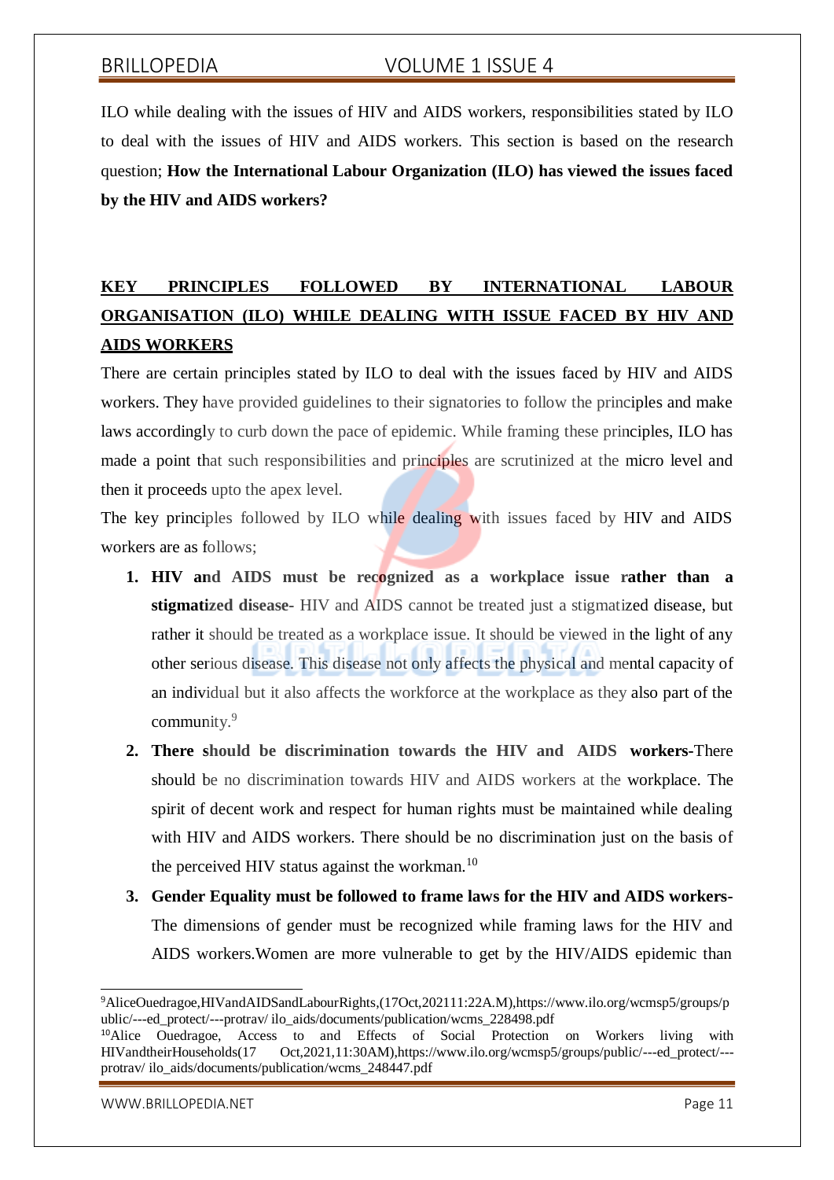ILO while dealing with the issues of HIV and AIDS workers, responsibilities stated by ILO to deal with the issues of HIV and AIDS workers. This section is based on the research question; **How the International Labour Organization (ILO) has viewed the issues faced by the HIV and AIDS workers?**

## KEY PRINCIPLES FOLLOWED BY INTERNATIONAL LABOUR ORGANISATION (ILO) WHILE DEALING WITH ISSUE FACED BY HIV AND AIDS WORKERS

There are certain principles stated by ILO to deal with the issues faced by HIV and AIDS workers. They have provided guidelines to their signatories to follow the principles and make laws accordingly to curb down the pace of epidemic. While framing these principles, ILO has made a point that such responsibilities and principles are scrutinized at the micro level and then it proceeds upto the apex level.

The key principles followed by ILO while dealing with issues faced by HIV and AIDS workers are as follows;

1. **HIV and AIDS must be recognized as a workplace issue rather than a stigmatized disease-** HIV and AIDS cannot be treated just a stigmatized disease, but rather it should be treated as a workplace issue. It should be viewed in the light of any other serious disease. This disease not only affects the physical and mental capacity of an individual but it also affects the workforce at the workplace as they also part of the community.[9]
2. **There should be discrimination towards the HIV and AIDS workers-**There should be no discrimination towards HIV and AIDS workers at the workplace. The spirit of decent work and respect for human rights must be maintained while dealing with HIV and AIDS workers. There should be no discrimination just on the basis of the perceived HIV status against the workman.[10]
3. **Gender Equality must be followed to frame laws for the HIV and AIDS workers-** The dimensions of gender must be recognized while framing laws for the HIV and AIDS workers.Women are more vulnerable to get by the HIV/AIDS epidemic than

---

[9]AliceOuedragoe,HIVandAIDSandLabourRights,(17Oct,202111:22A.M),https://www.ilo.org/wcmsp5/groups/public/---ed_protect/---protrav/ ilo_aids/documents/publication/wcms_228498.pdf

[10]Alice Ouedragoe, Access to and Effects of Social Protection on Workers living with HIVandtheirHouseholds(17 Oct,2021,11:30AM),https://www.ilo.org/wcmsp5/groups/public/---ed_protect/---protrav/ ilo_aids/documents/publication/wcms_248447.pdf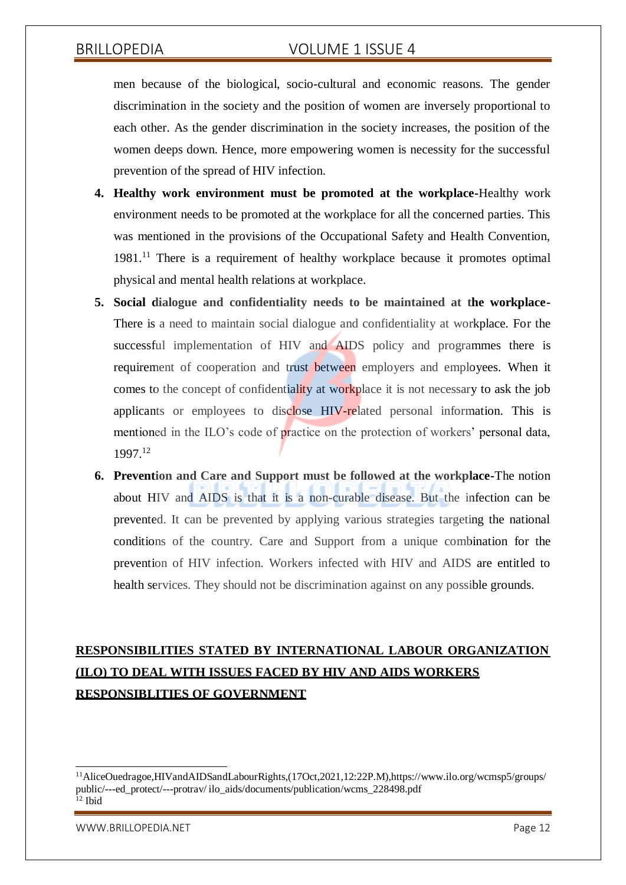men because of the biological, socio-cultural and economic reasons. The gender discrimination in the society and the position of women are inversely proportional to each other. As the gender discrimination in the society increases, the position of the women deeps down. Hence, more empowering women is necessity for the successful prevention of the spread of HIV infection.

4. **Healthy work environment must be promoted at the workplace**-Healthy work environment needs to be promoted at the workplace for all the concerned parties. This was mentioned in the provisions of the Occupational Safety and Health Convention, 1981.[11] There is a requirement of healthy workplace because it promotes optimal physical and mental health relations at workplace.
5. **Social dialogue and confidentiality needs to be maintained at the workplace**-There is a need to maintain social dialogue and confidentiality at workplace. For the successful implementation of HIV and AIDS policy and programmes there is requirement of cooperation and trust between employers and employees. When it comes to the concept of confidentiality at workplace it is not necessary to ask the job applicants or employees to disclose HIV-related personal information. This is mentioned in the ILO's code of practice on the protection of workers' personal data, 1997.[12]
6. **Prevention and Care and Support must be followed at the workplace**-The notion about HIV and AIDS is that it is a non-curable disease. But the infection can be prevented. It can be prevented by applying various strategies targeting the national conditions of the country. Care and Support from a unique combination for the prevention of HIV infection. Workers infected with HIV and AIDS are entitled to health services. They should not be discrimination against on any possible grounds.

## RESPONSIBILITIES STATED BY INTERNATIONAL LABOUR ORGANIZATION (ILO) TO DEAL WITH ISSUES FACED BY HIV AND AIDS WORKERS

### RESPONSIBLITIES OF GOVERNMENT

[11] AliceOuedragoe,HIVandAIDSandLabourRights,(17Oct,2021,12:22P.M),https://www.ilo.org/wcmsp5/groups/public/---ed_protect/---protrav/ ilo_aids/documents/publication/wcms_228498.pdf

[12] Ibid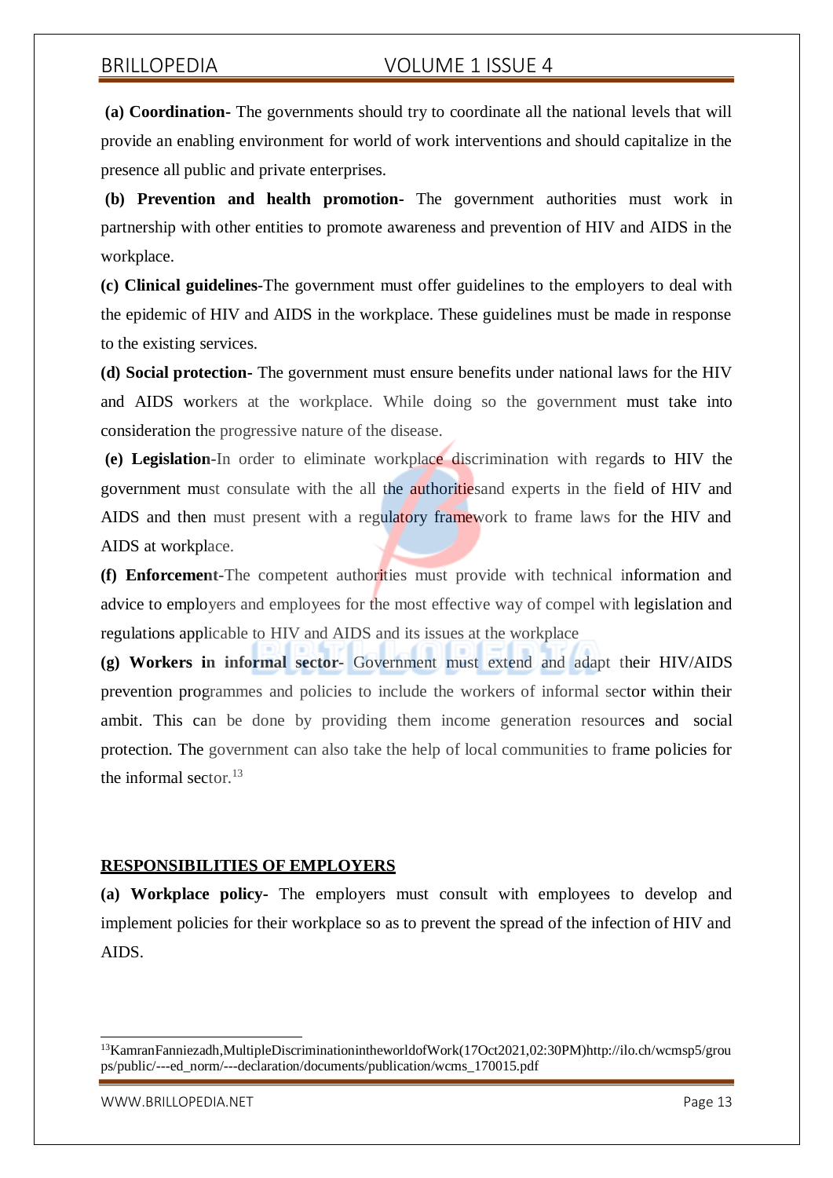**(a) Coordination-** The governments should try to coordinate all the national levels that will provide an enabling environment for world of work interventions and should capitalize in the presence all public and private enterprises.

**(b) Prevention and health promotion-** The government authorities must work in partnership with other entities to promote awareness and prevention of HIV and AIDS in the workplace.

**(c) Clinical guidelines**-The government must offer guidelines to the employers to deal with the epidemic of HIV and AIDS in the workplace. These guidelines must be made in response to the existing services.

**(d) Social protection-** The government must ensure benefits under national laws for the HIV and AIDS workers at the workplace. While doing so the government must take into consideration the progressive nature of the disease.

**(e) Legislation**-In order to eliminate workplace discrimination with regards to HIV the government must consulate with the all the authoritiesand experts in the field of HIV and AIDS and then must present with a regulatory framework to frame laws for the HIV and AIDS at workplace.

**(f) Enforcement**-The competent authorities must provide with technical information and advice to employers and employees for the most effective way of compel with legislation and regulations applicable to HIV and AIDS and its issues at the workplace

**(g) Workers in informal sector-** Government must extend and adapt their HIV/AIDS prevention programmes and policies to include the workers of informal sector within their ambit. This can be done by providing them income generation resources and social protection. The government can also take the help of local communities to frame policies for the informal sector.[13]

## RESPONSIBILITIES OF EMPLOYERS

**(a) Workplace policy-** The employers must consult with employees to develop and implement policies for their workplace so as to prevent the spread of the infection of HIV and AIDS.

---

[13] KamranFanniezadh,MultipleDiscriminationintheworldofWork(17Oct2021,02:30PM)http://ilo.ch/wcmsp5/groups/public/---ed_norm/---declaration/documents/publication/wcms_170015.pdf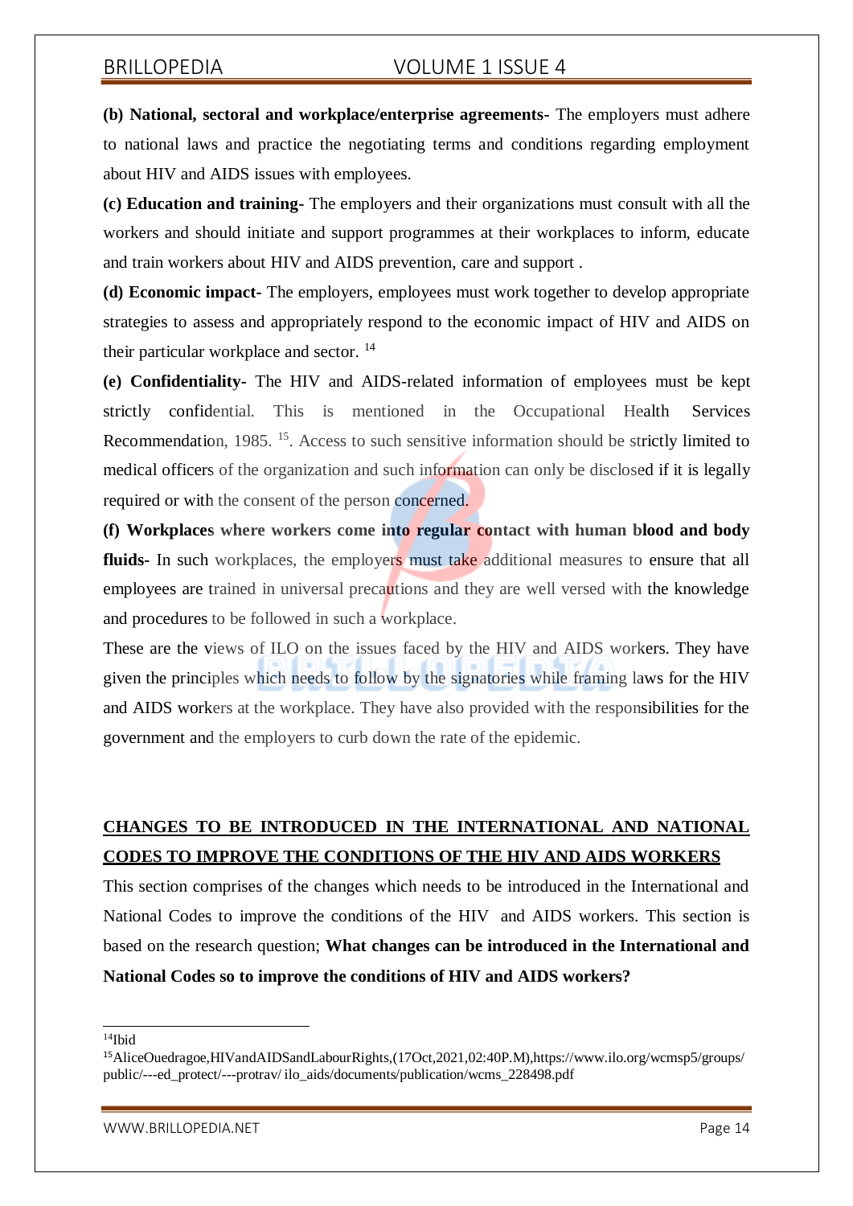**(b) National, sectoral and workplace/enterprise agreements-** The employers must adhere to national laws and practice the negotiating terms and conditions regarding employment about HIV and AIDS issues with employees.

**(c) Education and training-** The employers and their organizations must consult with all the workers and should initiate and support programmes at their workplaces to inform, educate and train workers about HIV and AIDS prevention, care and support .

**(d) Economic impact-** The employers, employees must work together to develop appropriate strategies to assess and appropriately respond to the economic impact of HIV and AIDS on their particular workplace and sector. [14]

**(e) Confidentiality-** The HIV and AIDS-related information of employees must be kept strictly confidential. This is mentioned in the Occupational Health Services Recommendation, 1985. [15]. Access to such sensitive information should be strictly limited to medical officers of the organization and such information can only be disclosed if it is legally required or with the consent of the person concerned.

**(f) Workplaces where workers come into regular contact with human blood and body fluids-** In such workplaces, the employers must take additional measures to ensure that all employees are trained in universal precautions and they are well versed with the knowledge and procedures to be followed in such a workplace.

These are the views of ILO on the issues faced by the HIV and AIDS workers. They have given the principles which needs to follow by the signatories while framing laws for the HIV and AIDS workers at the workplace. They have also provided with the responsibilities for the government and the employers to curb down the rate of the epidemic.

## CHANGES TO BE INTRODUCED IN THE INTERNATIONAL AND NATIONAL CODES TO IMPROVE THE CONDITIONS OF THE HIV AND AIDS WORKERS

This section comprises of the changes which needs to be introduced in the International and National Codes to improve the conditions of the HIV and AIDS workers. This section is based on the research question; **What changes can be introduced in the International and National Codes so to improve the conditions of HIV and AIDS workers?**

---

[14] Ibid

[15] AliceOuedragoe,HIVandAIDSandLabourRights,(17Oct,2021,02:40P.M),https://www.ilo.org/wcmsp5/groups/public/---ed_protect/---protrav/ ilo_aids/documents/publication/wcms_228498.pdf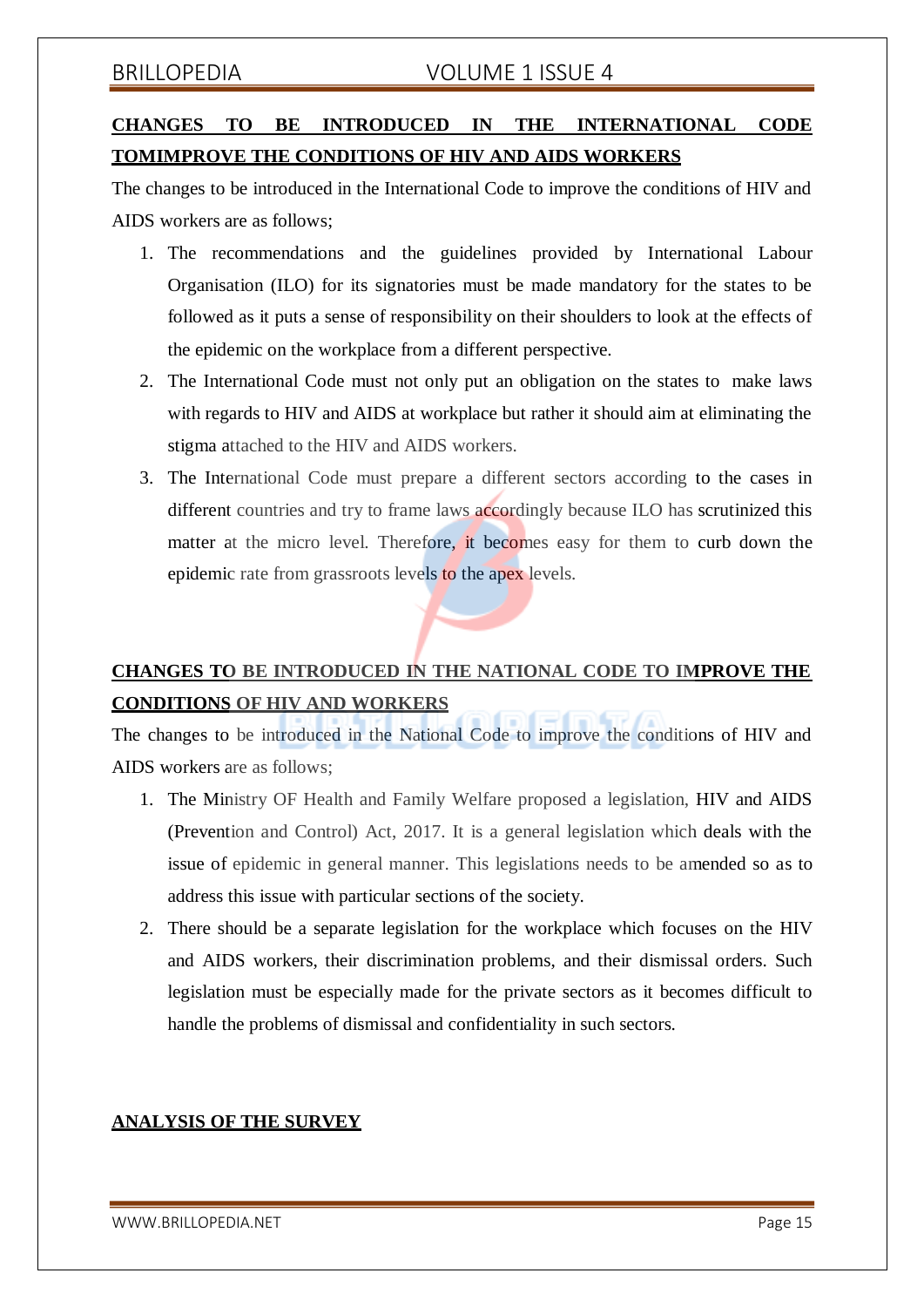## CHANGES TO BE INTRODUCED IN THE INTERNATIONAL CODE TOMIMPROVE THE CONDITIONS OF HIV AND AIDS WORKERS

The changes to be introduced in the International Code to improve the conditions of HIV and AIDS workers are as follows;

1. The recommendations and the guidelines provided by International Labour Organisation (ILO) for its signatories must be made mandatory for the states to be followed as it puts a sense of responsibility on their shoulders to look at the effects of the epidemic on the workplace from a different perspective.
2. The International Code must not only put an obligation on the states to make laws with regards to HIV and AIDS at workplace but rather it should aim at eliminating the stigma attached to the HIV and AIDS workers.
3. The International Code must prepare a different sectors according to the cases in different countries and try to frame laws accordingly because ILO has scrutinized this matter at the micro level. Therefore, it becomes easy for them to curb down the epidemic rate from grassroots levels to the apex levels.

## CHANGES TO BE INTRODUCED IN THE NATIONAL CODE TO IMPROVE THE CONDITIONS OF HIV AND WORKERS

The changes to be introduced in the National Code to improve the conditions of HIV and AIDS workers are as follows;

1. The Ministry OF Health and Family Welfare proposed a legislation, HIV and AIDS (Prevention and Control) Act, 2017. It is a general legislation which deals with the issue of epidemic in general manner. This legislations needs to be amended so as to address this issue with particular sections of the society.
2. There should be a separate legislation for the workplace which focuses on the HIV and AIDS workers, their discrimination problems, and their dismissal orders. Such legislation must be especially made for the private sectors as it becomes difficult to handle the problems of dismissal and confidentiality in such sectors.

## ANALYSIS OF THE SURVEY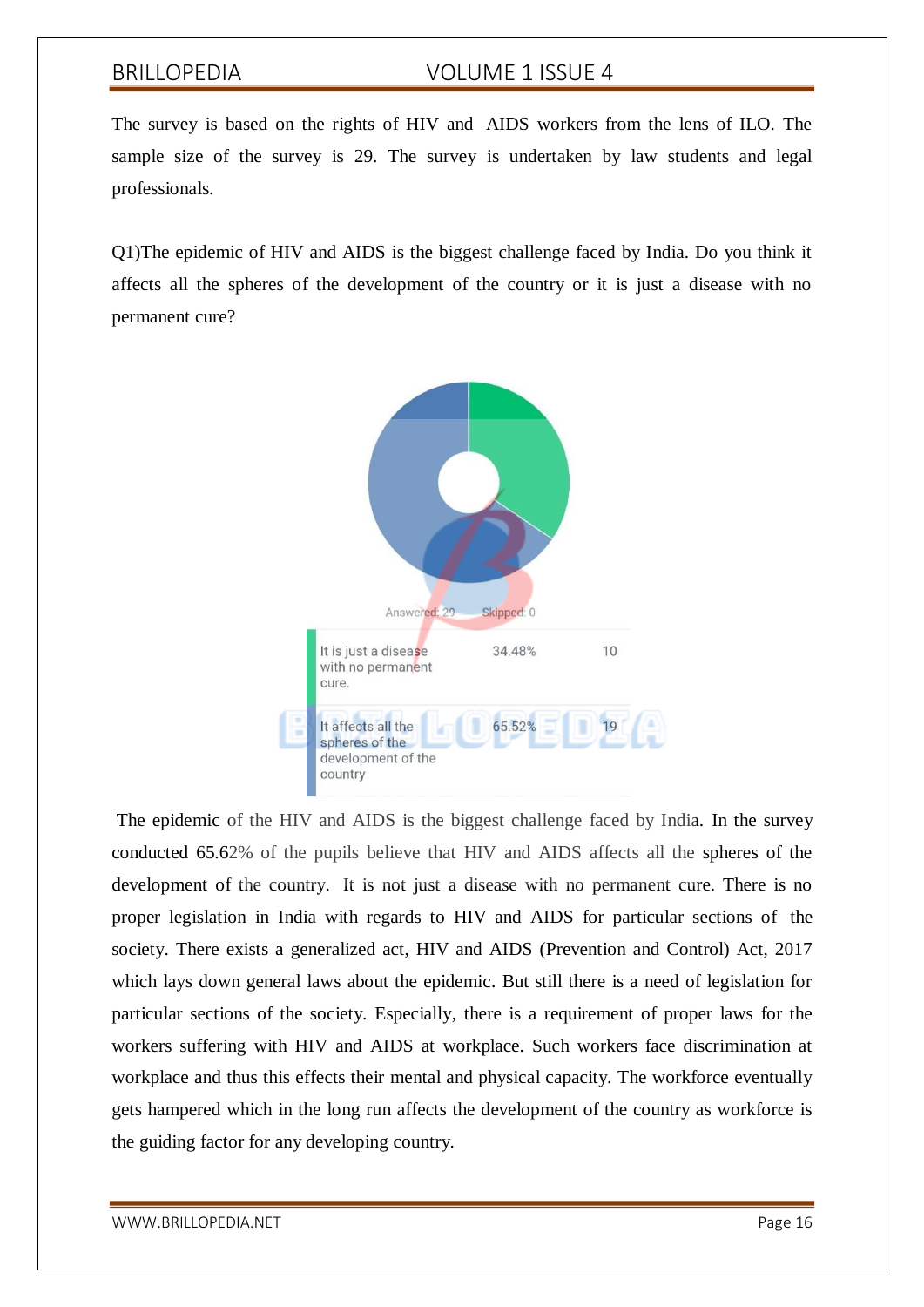The survey is based on the rights of HIV and AIDS workers from the lens of ILO. The sample size of the survey is 29. The survey is undertaken by law students and legal professionals.

Q1)The epidemic of HIV and AIDS is the biggest challenge faced by India. Do you think it affects all the spheres of the development of the country or it is just a disease with no permanent cure?

Answered: 29 Skipped: 0

| | | |
|---|---|---|
| It is just a disease with no permanent cure. | 34.48% | 10 |
| It affects all the spheres of the development of the country | 65.52% | 19 |

The epidemic of the HIV and AIDS is the biggest challenge faced by India. In the survey conducted 65.62% of the pupils believe that HIV and AIDS affects all the spheres of the development of the country. It is not just a disease with no permanent cure. There is no proper legislation in India with regards to HIV and AIDS for particular sections of the society. There exists a generalized act, HIV and AIDS (Prevention and Control) Act, 2017 which lays down general laws about the epidemic. But still there is a need of legislation for particular sections of the society. Especially, there is a requirement of proper laws for the workers suffering with HIV and AIDS at workplace. Such workers face discrimination at workplace and thus this effects their mental and physical capacity. The workforce eventually gets hampered which in the long run affects the development of the country as workforce is the guiding factor for any developing country.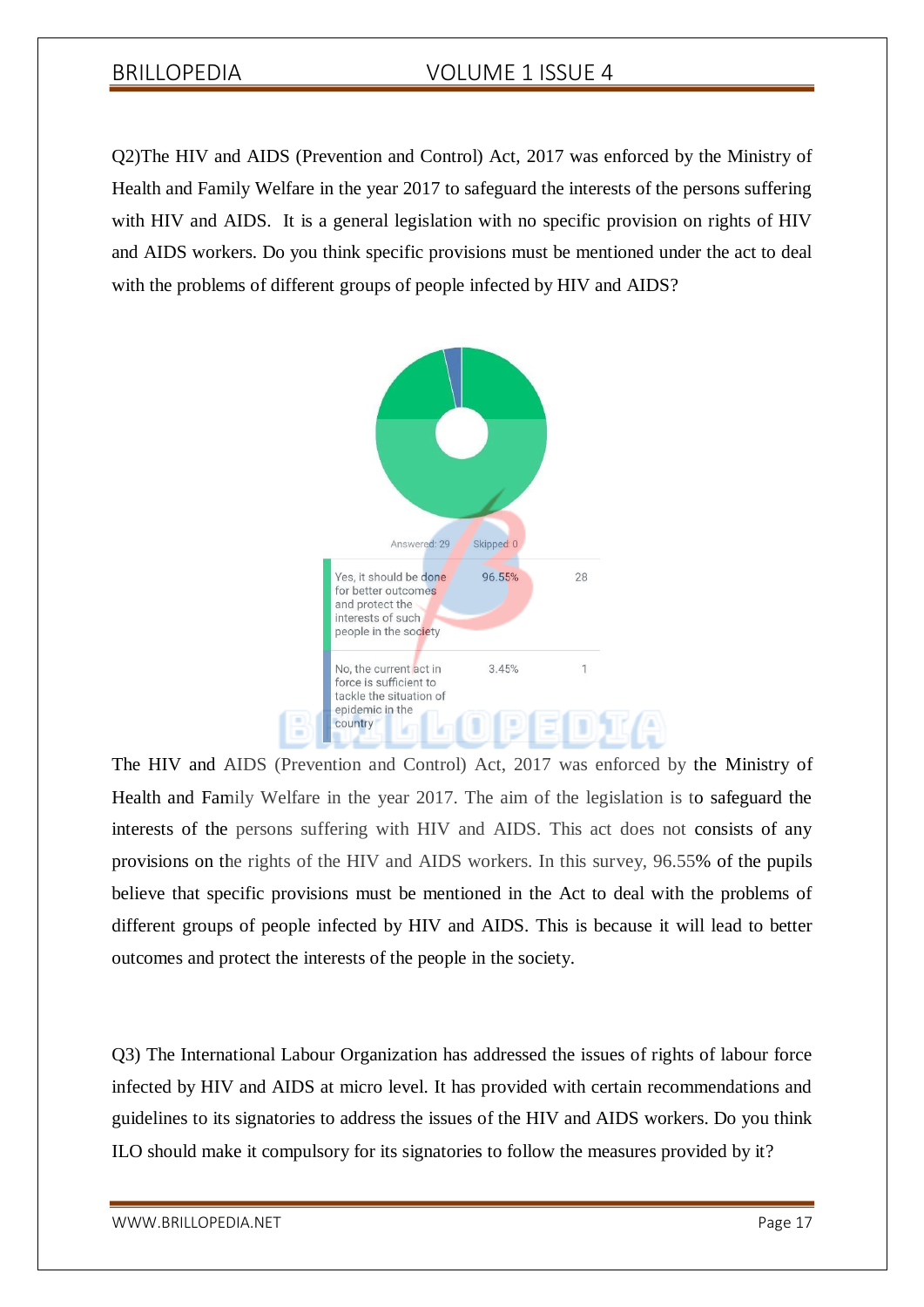Q2)The HIV and AIDS (Prevention and Control) Act, 2017 was enforced by the Ministry of Health and Family Welfare in the year 2017 to safeguard the interests of the persons suffering with HIV and AIDS. It is a general legislation with no specific provision on rights of HIV and AIDS workers. Do you think specific provisions must be mentioned under the act to deal with the problems of different groups of people infected by HIV and AIDS?

Answered: 29 Skipped: 0

| | | |
|---|---|---|
| Yes, it should be done for better outcomes and protect the interests of such people in the society | 96.55% | 28 |
| No, the current act in force is sufficient to tackle the situation of epidemic in the country | 3.45% | 1 |

The HIV and AIDS (Prevention and Control) Act, 2017 was enforced by the Ministry of Health and Family Welfare in the year 2017. The aim of the legislation is to safeguard the interests of the persons suffering with HIV and AIDS. This act does not consists of any provisions on the rights of the HIV and AIDS workers. In this survey, 96.55% of the pupils believe that specific provisions must be mentioned in the Act to deal with the problems of different groups of people infected by HIV and AIDS. This is because it will lead to better outcomes and protect the interests of the people in the society.

Q3) The International Labour Organization has addressed the issues of rights of labour force infected by HIV and AIDS at micro level. It has provided with certain recommendations and guidelines to its signatories to address the issues of the HIV and AIDS workers. Do you think ILO should make it compulsory for its signatories to follow the measures provided by it?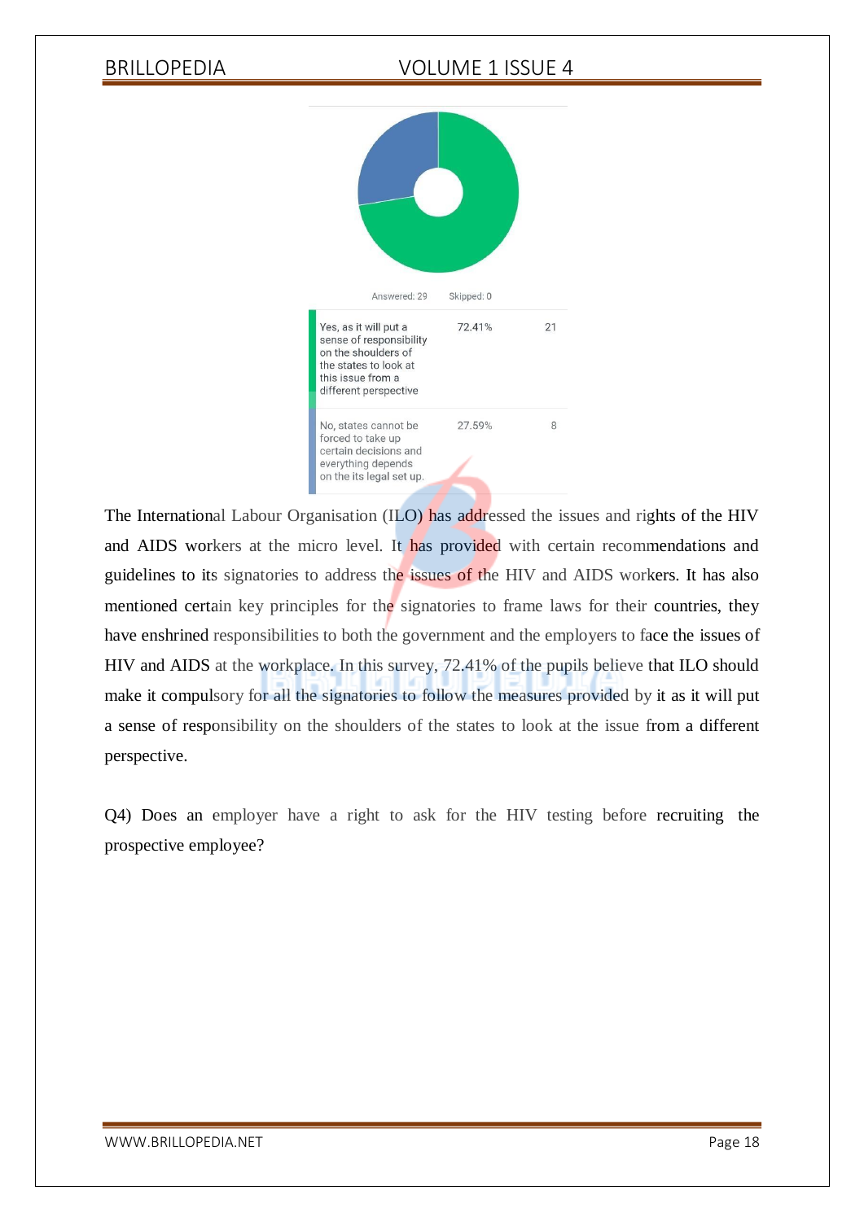Answered: 29 Skipped: 0

| Answer | Percentage | Count |
|---|---|---|
| Yes, as it will put a sense of responsibility on the shoulders of the states to look at this issue from a different perspective | 72.41% | 21 |
| No, states cannot be forced to take up certain decisions and everything depends on the its legal set up. | 27.59% | 8 |

The International Labour Organisation (ILO) has addressed the issues and rights of the HIV and AIDS workers at the micro level. It has provided with certain recommendations and guidelines to its signatories to address the issues of the HIV and AIDS workers. It has also mentioned certain key principles for the signatories to frame laws for their countries, they have enshrined responsibilities to both the government and the employers to face the issues of HIV and AIDS at the workplace. In this survey, 72.41% of the pupils believe that ILO should make it compulsory for all the signatories to follow the measures provided by it as it will put a sense of responsibility on the shoulders of the states to look at the issue from a different perspective.

Q4) Does an employer have a right to ask for the HIV testing before recruiting the prospective employee?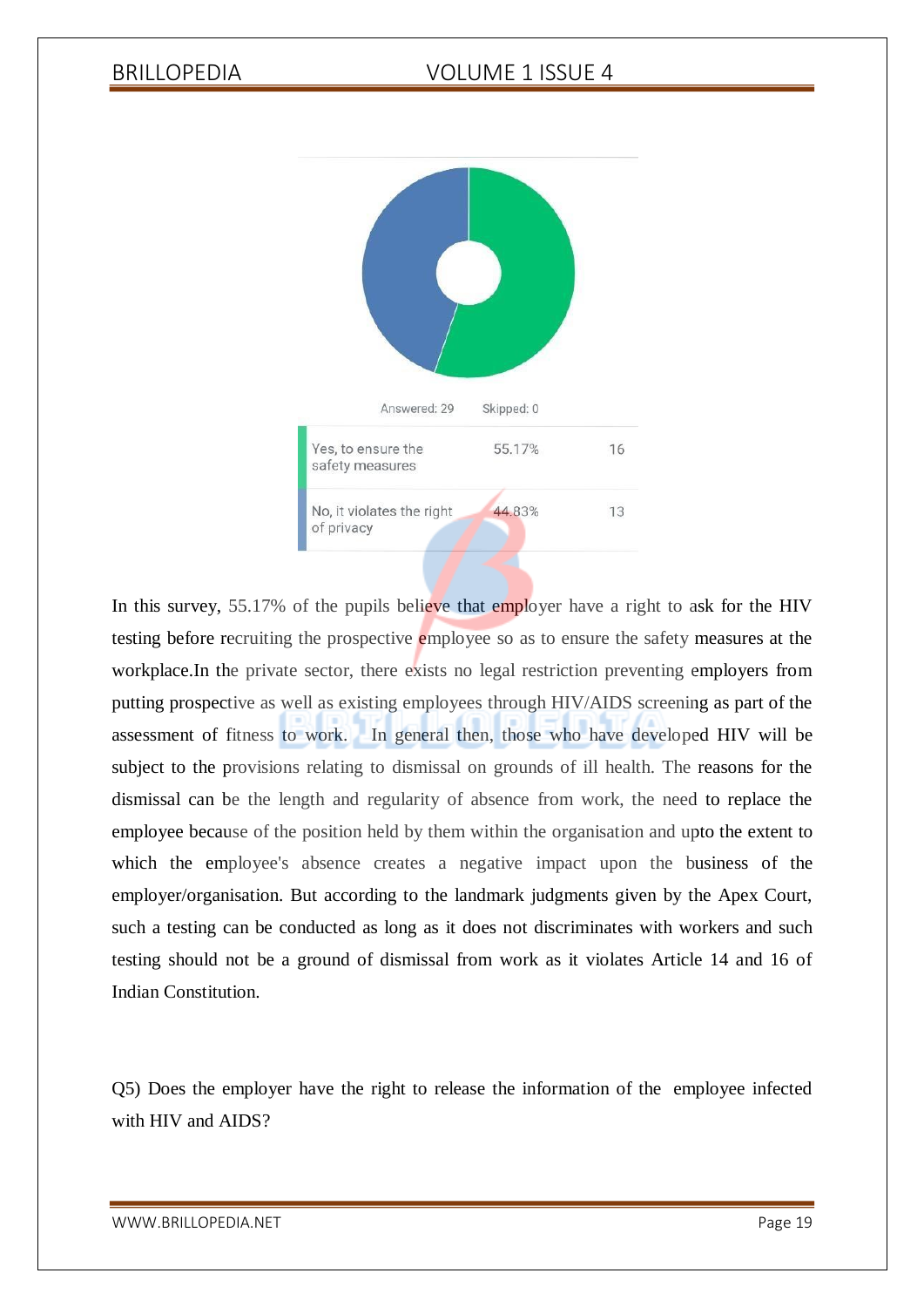Answered: 29 Skipped: 0

| | | |
|---|---|---|
| Yes, to ensure the safety measures | 55.17% | 16 |
| No, it violates the right of privacy | 44.83% | 13 |

In this survey, 55.17% of the pupils believe that employer have a right to ask for the HIV testing before recruiting the prospective employee so as to ensure the safety measures at the workplace.In the private sector, there exists no legal restriction preventing employers from putting prospective as well as existing employees through HIV/AIDS screening as part of the assessment of fitness to work. In general then, those who have developed HIV will be subject to the provisions relating to dismissal on grounds of ill health. The reasons for the dismissal can be the length and regularity of absence from work, the need to replace the employee because of the position held by them within the organisation and upto the extent to which the employee's absence creates a negative impact upon the business of the employer/organisation. But according to the landmark judgments given by the Apex Court, such a testing can be conducted as long as it does not discriminates with workers and such testing should not be a ground of dismissal from work as it violates Article 14 and 16 of Indian Constitution.

Q5) Does the employer have the right to release the information of the employee infected with HIV and AIDS?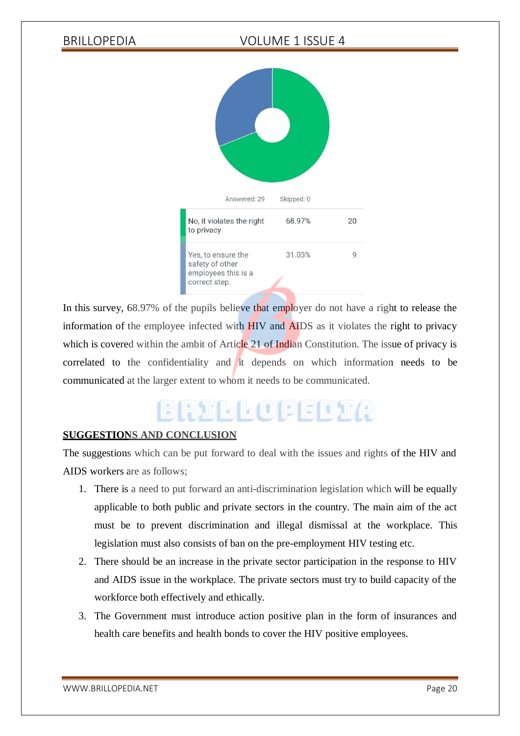Answered: 29 Skipped: 0

| Answer | Percentage | Count |
|---|---|---|
| No, it violates the right to privacy | 68.97% | 20 |
| Yes, to ensure the safety of other employees this is a correct step. | 31.03% | 9 |

In this survey, 68.97% of the pupils believe that employer do not have a right to release the information of the employee infected with HIV and AIDS as it violates the right to privacy which is covered within the ambit of Article 21 of Indian Constitution. The issue of privacy is correlated to the confidentiality and it depends on which information needs to be communicated at the larger extent to whom it needs to be communicated.

## SUGGESTIONS AND CONCLUSION

The suggestions which can be put forward to deal with the issues and rights of the HIV and AIDS workers are as follows;

1. There is a need to put forward an anti-discrimination legislation which will be equally applicable to both public and private sectors in the country. The main aim of the act must be to prevent discrimination and illegal dismissal at the workplace. This legislation must also consists of ban on the pre-employment HIV testing etc.
2. There should be an increase in the private sector participation in the response to HIV and AIDS issue in the workplace. The private sectors must try to build capacity of the workforce both effectively and ethically.
3. The Government must introduce action positive plan in the form of insurances and health care benefits and health bonds to cover the HIV positive employees.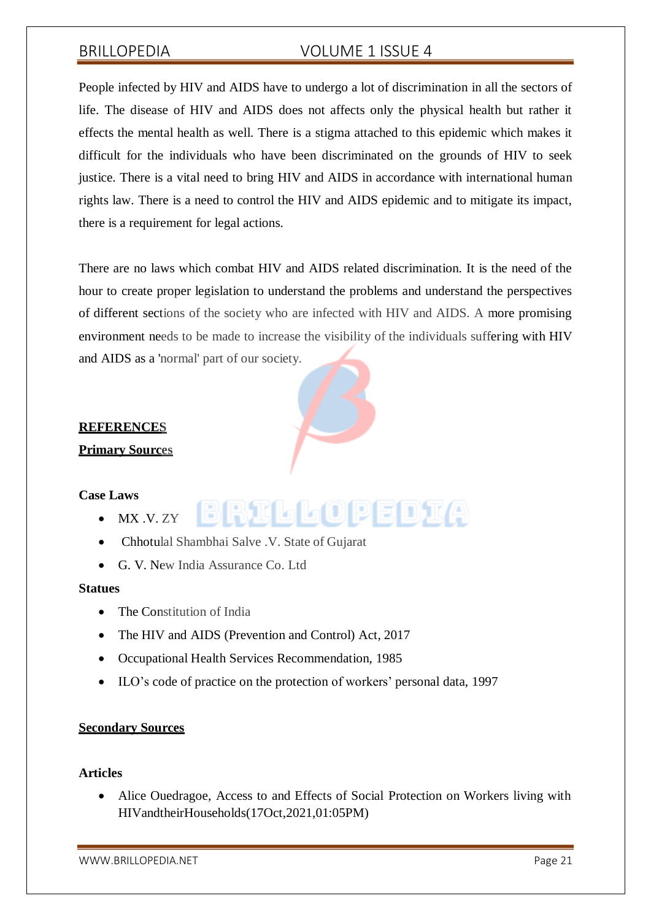People infected by HIV and AIDS have to undergo a lot of discrimination in all the sectors of life. The disease of HIV and AIDS does not affects only the physical health but rather it effects the mental health as well. There is a stigma attached to this epidemic which makes it difficult for the individuals who have been discriminated on the grounds of HIV to seek justice. There is a vital need to bring HIV and AIDS in accordance with international human rights law. There is a need to control the HIV and AIDS epidemic and to mitigate its impact, there is a requirement for legal actions.

There are no laws which combat HIV and AIDS related discrimination. It is the need of the hour to create proper legislation to understand the problems and understand the perspectives of different sections of the society who are infected with HIV and AIDS. A more promising environment needs to be made to increase the visibility of the individuals suffering with HIV and AIDS as a 'normal' part of our society.

## REFERENCES

### Primary Sources

**Case Laws**

- MX .V. ZY
- Chhotulal Shambhai Salve .V. State of Gujarat
- G. V. New India Assurance Co. Ltd

**Statues**

- The Constitution of India
- The HIV and AIDS (Prevention and Control) Act, 2017
- Occupational Health Services Recommendation, 1985
- ILO's code of practice on the protection of workers' personal data, 1997

### Secondary Sources

**Articles**

- Alice Ouedragoe, Access to and Effects of Social Protection on Workers living with HIVandtheirHouseholds(17Oct,2021,01:05PM)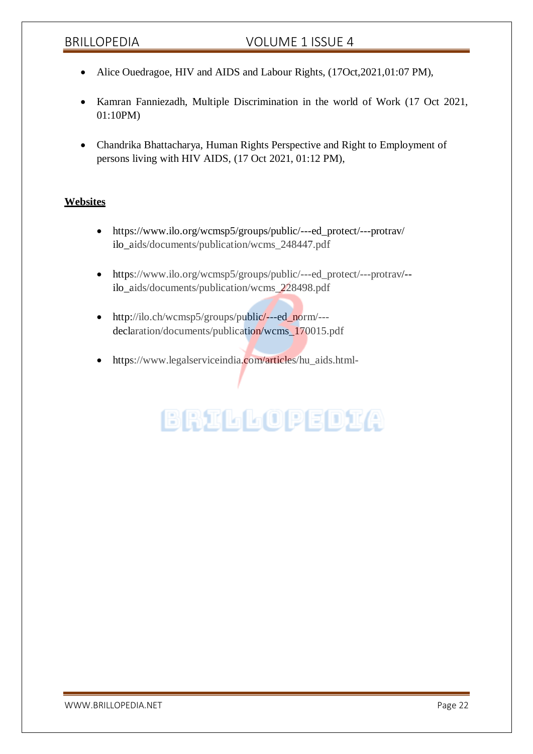- Alice Ouedragoe, HIV and AIDS and Labour Rights, (17Oct,2021,01:07 PM),
- Kamran Fanniezadh, Multiple Discrimination in the world of Work (17 Oct 2021, 01:10PM)
- Chandrika Bhattacharya, Human Rights Perspective and Right to Employment of persons living with HIV AIDS, (17 Oct 2021, 01:12 PM),

**Websites**

- https://www.ilo.org/wcmsp5/groups/public/---ed_protect/---protrav/ilo_aids/documents/publication/wcms_248447.pdf
- https://www.ilo.org/wcmsp5/groups/public/---ed_protect/---protrav/--ilo_aids/documents/publication/wcms_228498.pdf
- http://ilo.ch/wcmsp5/groups/public/---ed_norm/---declaration/documents/publication/wcms_170015.pdf
- https://www.legalserviceindia.com/articles/hu_aids.html-